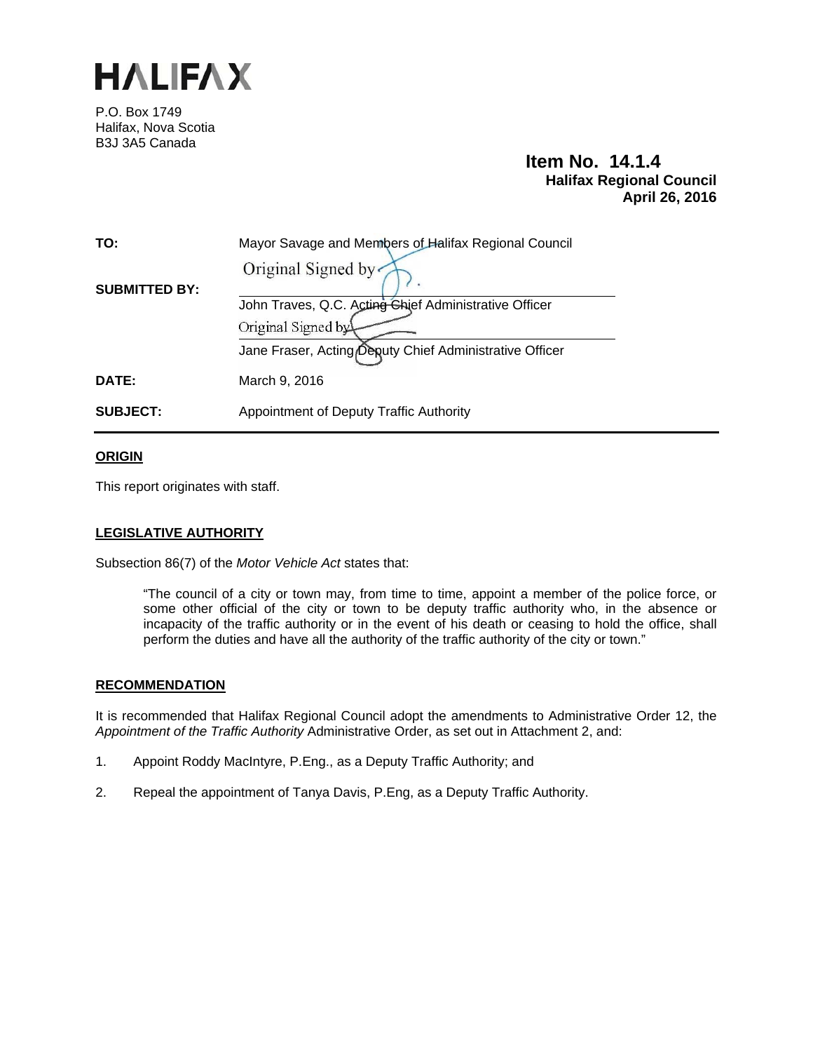# HALIFAX

P.O. Box 1749
Halifax, Nova Scotia
B3J 3A5 Canada

**Item No. 14.1.4**
**Halifax Regional Council**
**April 26, 2016**

| | |
|---|---|
| **TO:** | Mayor Savage and Members of Halifax Regional Council |
| **SUBMITTED BY:** | Original Signed by<br>John Traves, Q.C. Acting Chief Administrative Officer<br>Original Signed by<br>Jane Fraser, Acting Deputy Chief Administrative Officer |
| **DATE:** | March 9, 2016 |
| **SUBJECT:** | Appointment of Deputy Traffic Authority |

## ORIGIN

This report originates with staff.

## LEGISLATIVE AUTHORITY

Subsection 86(7) of the *Motor Vehicle Act* states that:

> "The council of a city or town may, from time to time, appoint a member of the police force, or some other official of the city or town to be deputy traffic authority who, in the absence or incapacity of the traffic authority or in the event of his death or ceasing to hold the office, shall perform the duties and have all the authority of the traffic authority of the city or town."

## RECOMMENDATION

It is recommended that Halifax Regional Council adopt the amendments to Administrative Order 12, the *Appointment of the Traffic Authority* Administrative Order, as set out in Attachment 2, and:

1. Appoint Roddy MacIntyre, P.Eng., as a Deputy Traffic Authority; and
2. Repeal the appointment of Tanya Davis, P.Eng, as a Deputy Traffic Authority.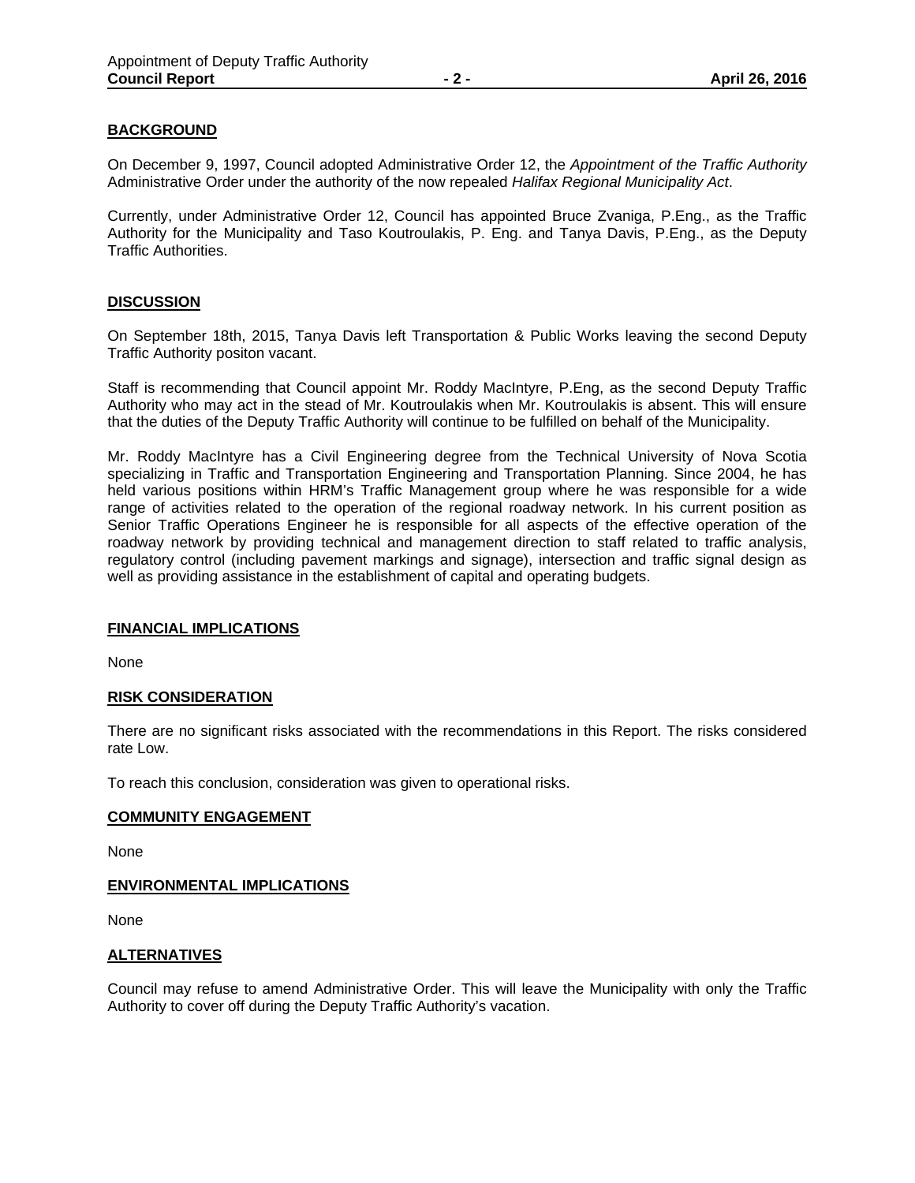## BACKGROUND

On December 9, 1997, Council adopted Administrative Order 12, the *Appointment of the Traffic Authority* Administrative Order under the authority of the now repealed *Halifax Regional Municipality Act*.

Currently, under Administrative Order 12, Council has appointed Bruce Zvaniga, P.Eng., as the Traffic Authority for the Municipality and Taso Koutroulakis, P. Eng. and Tanya Davis, P.Eng., as the Deputy Traffic Authorities.

## DISCUSSION

On September 18th, 2015, Tanya Davis left Transportation & Public Works leaving the second Deputy Traffic Authority positon vacant.

Staff is recommending that Council appoint Mr. Roddy MacIntyre, P.Eng, as the second Deputy Traffic Authority who may act in the stead of Mr. Koutroulakis when Mr. Koutroulakis is absent. This will ensure that the duties of the Deputy Traffic Authority will continue to be fulfilled on behalf of the Municipality.

Mr. Roddy MacIntyre has a Civil Engineering degree from the Technical University of Nova Scotia specializing in Traffic and Transportation Engineering and Transportation Planning. Since 2004, he has held various positions within HRM's Traffic Management group where he was responsible for a wide range of activities related to the operation of the regional roadway network. In his current position as Senior Traffic Operations Engineer he is responsible for all aspects of the effective operation of the roadway network by providing technical and management direction to staff related to traffic analysis, regulatory control (including pavement markings and signage), intersection and traffic signal design as well as providing assistance in the establishment of capital and operating budgets.

## FINANCIAL IMPLICATIONS

None

## RISK CONSIDERATION

There are no significant risks associated with the recommendations in this Report. The risks considered rate Low.

To reach this conclusion, consideration was given to operational risks.

## COMMUNITY ENGAGEMENT

None

## ENVIRONMENTAL IMPLICATIONS

None

## ALTERNATIVES

Council may refuse to amend Administrative Order. This will leave the Municipality with only the Traffic Authority to cover off during the Deputy Traffic Authority's vacation.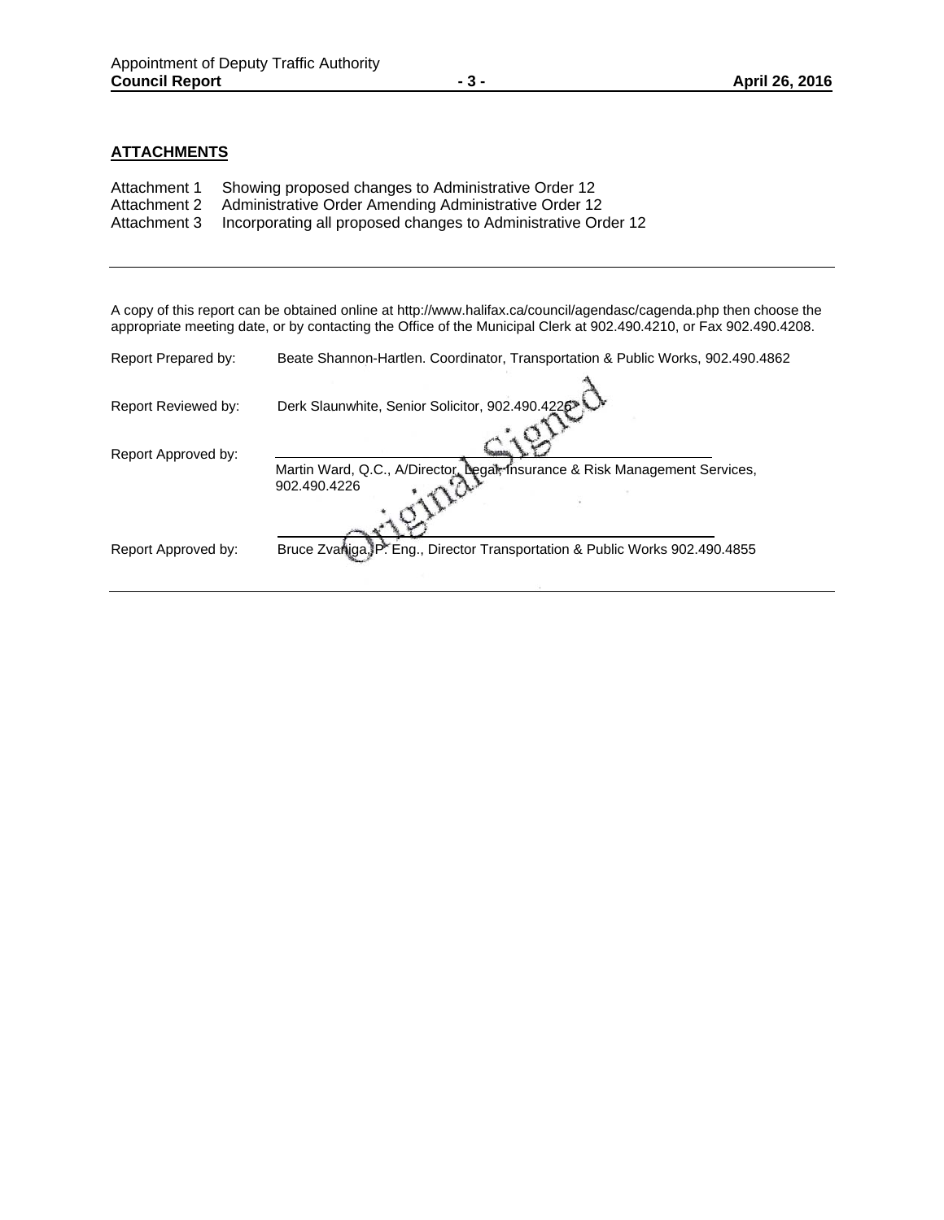## ATTACHMENTS

Attachment 1 Showing proposed changes to Administrative Order 12
Attachment 2 Administrative Order Amending Administrative Order 12
Attachment 3 Incorporating all proposed changes to Administrative Order 12

---

A copy of this report can be obtained online at http://www.halifax.ca/council/agendasc/cagenda.php then choose the appropriate meeting date, or by contacting the Office of the Municipal Clerk at 902.490.4210, or Fax 902.490.4208.

Report Prepared by: Beate Shannon-Hartlen. Coordinator, Transportation & Public Works, 902.490.4862

Report Reviewed by: Derk Slaunwhite, Senior Solicitor, 902.490.4226

Report Approved by: Martin Ward, Q.C., A/Director, Legal, Insurance & Risk Management Services, 902.490.4226

Report Approved by: Bruce Zvaniga, P. Eng., Director Transportation & Public Works 902.490.4855

Original Signed

---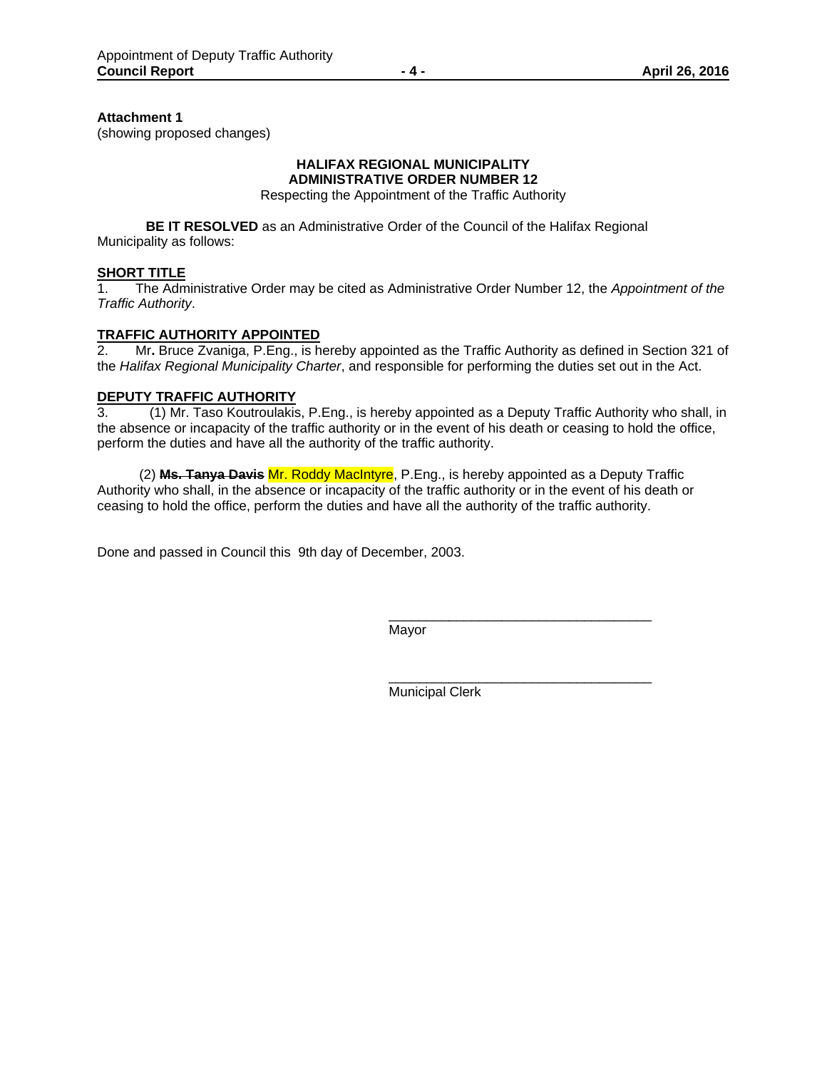**Attachment 1**
(showing proposed changes)

**HALIFAX REGIONAL MUNICIPALITY**
**ADMINISTRATIVE ORDER NUMBER 12**
Respecting the Appointment of the Traffic Authority

**BE IT RESOLVED** as an Administrative Order of the Council of the Halifax Regional Municipality as follows:

**SHORT TITLE**

1. The Administrative Order may be cited as Administrative Order Number 12, the *Appointment of the Traffic Authority*.

**TRAFFIC AUTHORITY APPOINTED**

2. Mr**.** Bruce Zvaniga, P.Eng., is hereby appointed as the Traffic Authority as defined in Section 321 of the *Halifax Regional Municipality Charter*, and responsible for performing the duties set out in the Act.

**DEPUTY TRAFFIC AUTHORITY**

3. (1) Mr. Taso Koutroulakis, P.Eng., is hereby appointed as a Deputy Traffic Authority who shall, in the absence or incapacity of the traffic authority or in the event of his death or ceasing to hold the office, perform the duties and have all the authority of the traffic authority.

(2) ~~**Ms. Tanya Davis**~~ Mr. Roddy MacIntyre, P.Eng., is hereby appointed as a Deputy Traffic Authority who shall, in the absence or incapacity of the traffic authority or in the event of his death or ceasing to hold the office, perform the duties and have all the authority of the traffic authority.

Done and passed in Council this 9th day of December, 2003.

\_\_\_\_\_\_\_\_\_\_\_\_\_\_\_\_\_\_\_\_\_\_\_\_\_\_\_\_\_\_\_\_\_\_
Mayor

\_\_\_\_\_\_\_\_\_\_\_\_\_\_\_\_\_\_\_\_\_\_\_\_\_\_\_\_\_\_\_\_\_\_
Municipal Clerk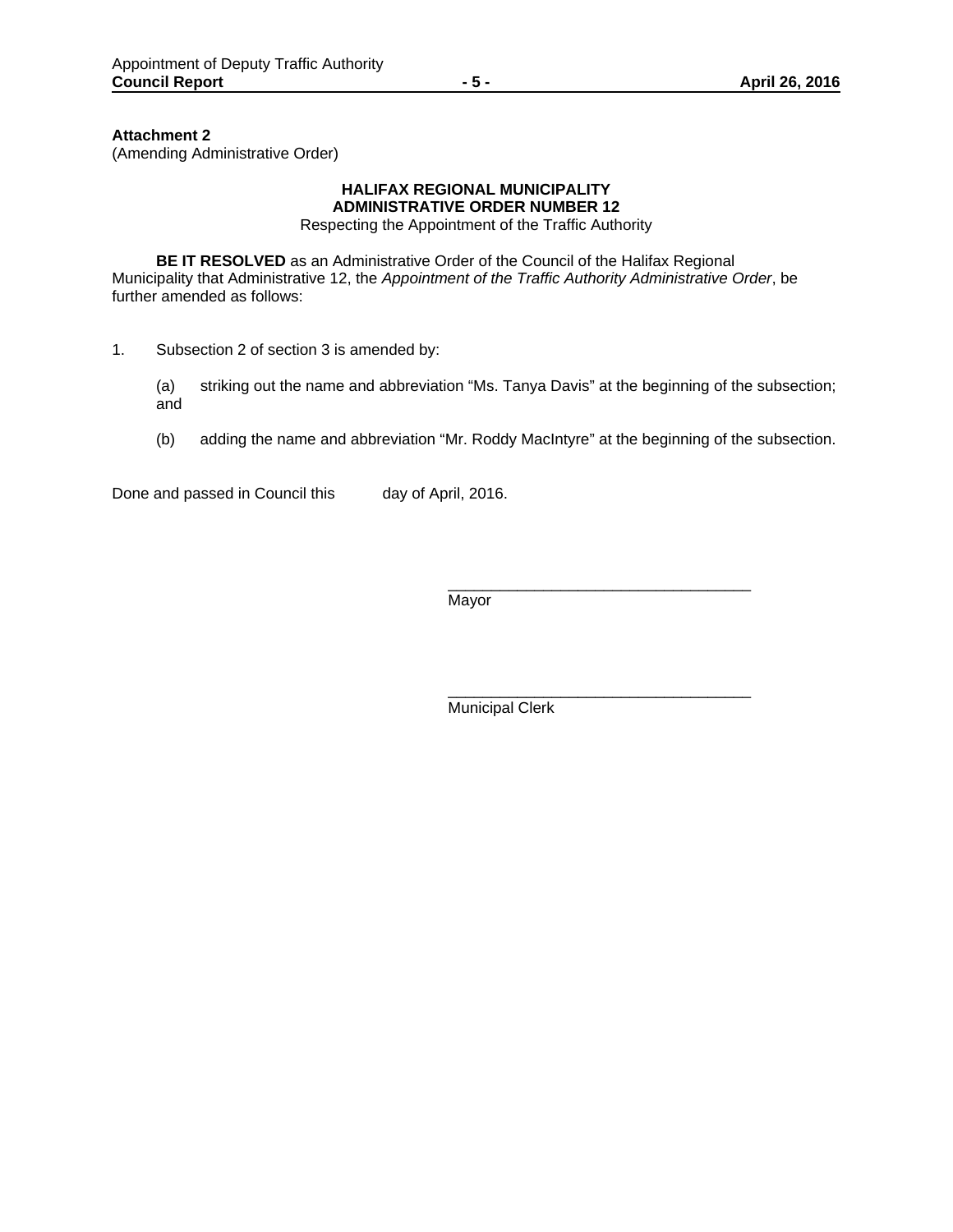**Attachment 2**
(Amending Administrative Order)

**HALIFAX REGIONAL MUNICIPALITY**
**ADMINISTRATIVE ORDER NUMBER 12**
Respecting the Appointment of the Traffic Authority

**BE IT RESOLVED** as an Administrative Order of the Council of the Halifax Regional Municipality that Administrative 12, the *Appointment of the Traffic Authority Administrative Order*, be further amended as follows:

1. Subsection 2 of section 3 is amended by:

   (a) striking out the name and abbreviation "Ms. Tanya Davis" at the beginning of the subsection; and

   (b) adding the name and abbreviation "Mr. Roddy MacIntyre" at the beginning of the subsection.

Done and passed in Council this day of April, 2016.

___________________________________
Mayor

___________________________________
Municipal Clerk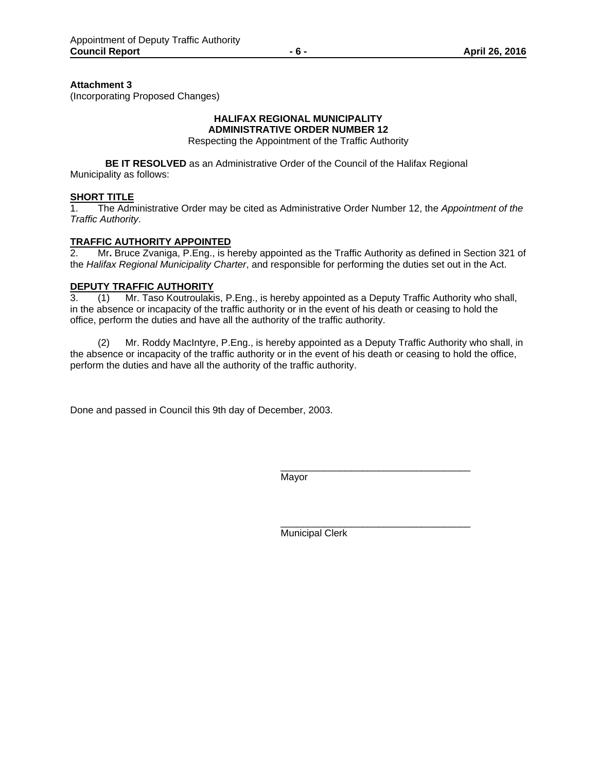**Attachment 3**
(Incorporating Proposed Changes)

**HALIFAX REGIONAL MUNICIPALITY**
**ADMINISTRATIVE ORDER NUMBER 12**
Respecting the Appointment of the Traffic Authority

**BE IT RESOLVED** as an Administrative Order of the Council of the Halifax Regional Municipality as follows:

**SHORT TITLE**

1. The Administrative Order may be cited as Administrative Order Number 12, the *Appointment of the Traffic Authority*.

**TRAFFIC AUTHORITY APPOINTED**

2. Mr. Bruce Zvaniga, P.Eng., is hereby appointed as the Traffic Authority as defined in Section 321 of the *Halifax Regional Municipality Charter*, and responsible for performing the duties set out in the Act.

**DEPUTY TRAFFIC AUTHORITY**

3. (1) Mr. Taso Koutroulakis, P.Eng., is hereby appointed as a Deputy Traffic Authority who shall, in the absence or incapacity of the traffic authority or in the event of his death or ceasing to hold the office, perform the duties and have all the authority of the traffic authority.

(2) Mr. Roddy MacIntyre, P.Eng., is hereby appointed as a Deputy Traffic Authority who shall, in the absence or incapacity of the traffic authority or in the event of his death or ceasing to hold the office, perform the duties and have all the authority of the traffic authority.

Done and passed in Council this 9th day of December, 2003.

\_\_\_\_\_\_\_\_\_\_\_\_\_\_\_\_\_\_\_\_\_\_\_\_\_\_\_\_\_\_\_\_\_\_
Mayor

\_\_\_\_\_\_\_\_\_\_\_\_\_\_\_\_\_\_\_\_\_\_\_\_\_\_\_\_\_\_\_\_\_\_
Municipal Clerk